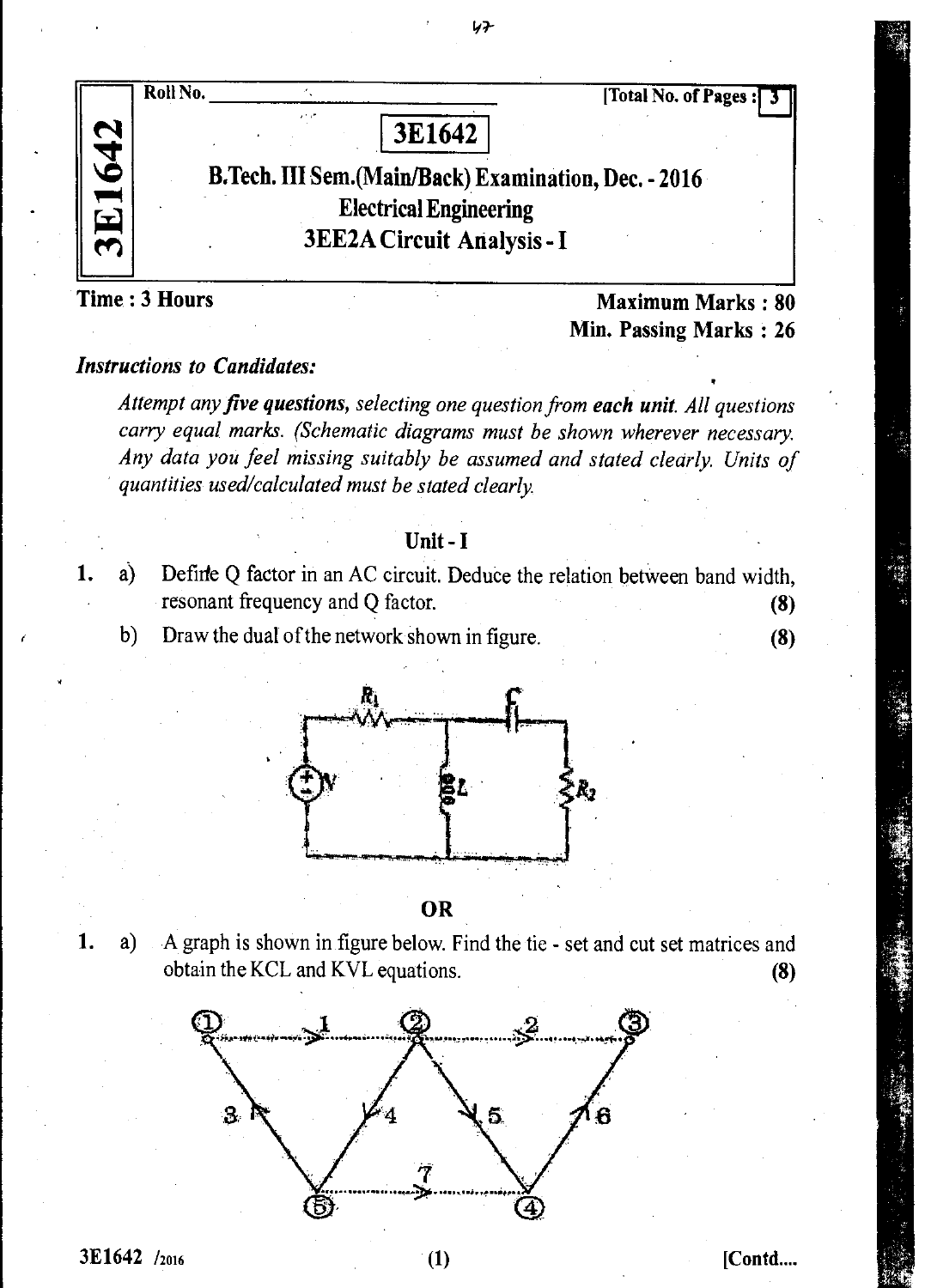Roll No. \_\_\_\_\_\_\_\_\_\_\_\_\_\_\_\_\_\_\_\_\_\_\_\_ [Total No. of Pages : 3

# 3E1642

## B.Tech. III Sem.(Main/Back) Examination, Dec. - 2016
## Electrical Engineering
## 3EE2A Circuit Analysis - I

**Time : 3 Hours** **Maximum Marks : 80**
**Min. Passing Marks : 26**

***Instructions to Candidates:***

*Attempt any five questions, selecting one question from each unit. All questions carry equal marks. (Schematic diagrams must be shown wherever necessary. Any data you feel missing suitably be assumed and stated clearly. Units of quantities used/calculated must be stated clearly.*

### Unit - I

1. a) Define Q factor in an AC circuit. Deduce the relation between band width, resonant frequency and Q factor. **(8)**

   b) Draw the dual of the network shown in figure. **(8)**

**OR**

1. a) A graph is shown in figure below. Find the tie - set and cut set matrices and obtain the KCL and KVL equations. **(8)**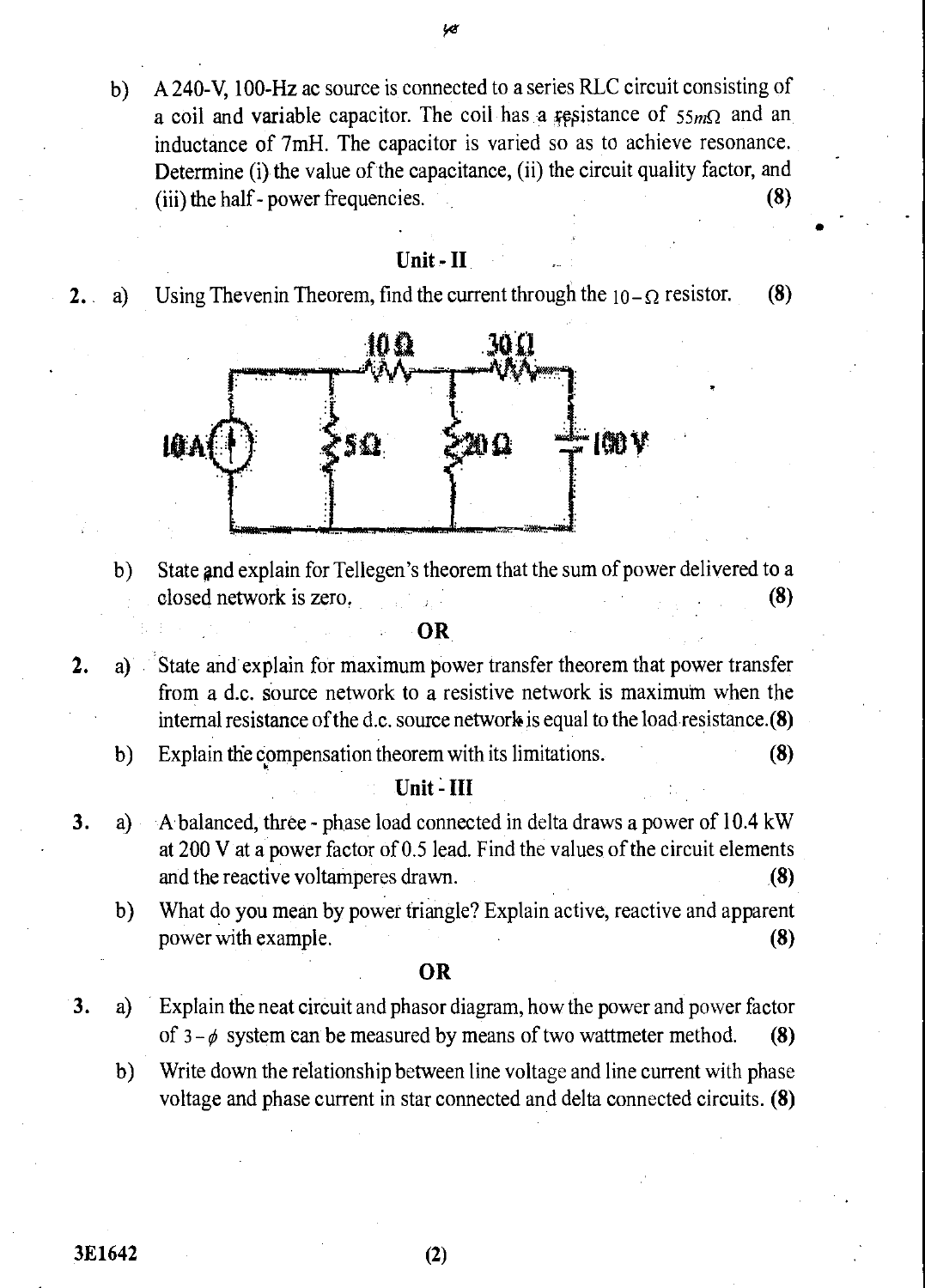b) A 240-V, 100-Hz ac source is connected to a series RLC circuit consisting of a coil and variable capacitor. The coil has a resistance of $55 m\Omega$ and an inductance of 7mH. The capacitor is varied so as to achieve resonance. Determine (i) the value of the capacitance, (ii) the circuit quality factor, and (iii) the half - power frequencies. **(8)**

## Unit - II

2. a) Using Thevenin Theorem, find the current through the $10-\Omega$ resistor. **(8)**

b) State and explain for Tellegen's theorem that the sum of power delivered to a closed network is zero. **(8)**

**OR**

2. a) State and explain for maximum power transfer theorem that power transfer from a d.c. source network to a resistive network is maximum when the internal resistance of the d.c. source network is equal to the load resistance. **(8)**

b) Explain the compensation theorem with its limitations. **(8)**

## Unit - III

3. a) A balanced, three - phase load connected in delta draws a power of 10.4 kW at 200 V at a power factor of 0.5 lead. Find the values of the circuit elements and the reactive voltamperes drawn. **(8)**

b) What do you mean by power triangle? Explain active, reactive and apparent power with example. **(8)**

**OR**

3. a) Explain the neat circuit and phasor diagram, how the power and power factor of $3-\phi$ system can be measured by means of two wattmeter method. **(8)**

b) Write down the relationship between line voltage and line current with phase voltage and phase current in star connected and delta connected circuits. **(8)**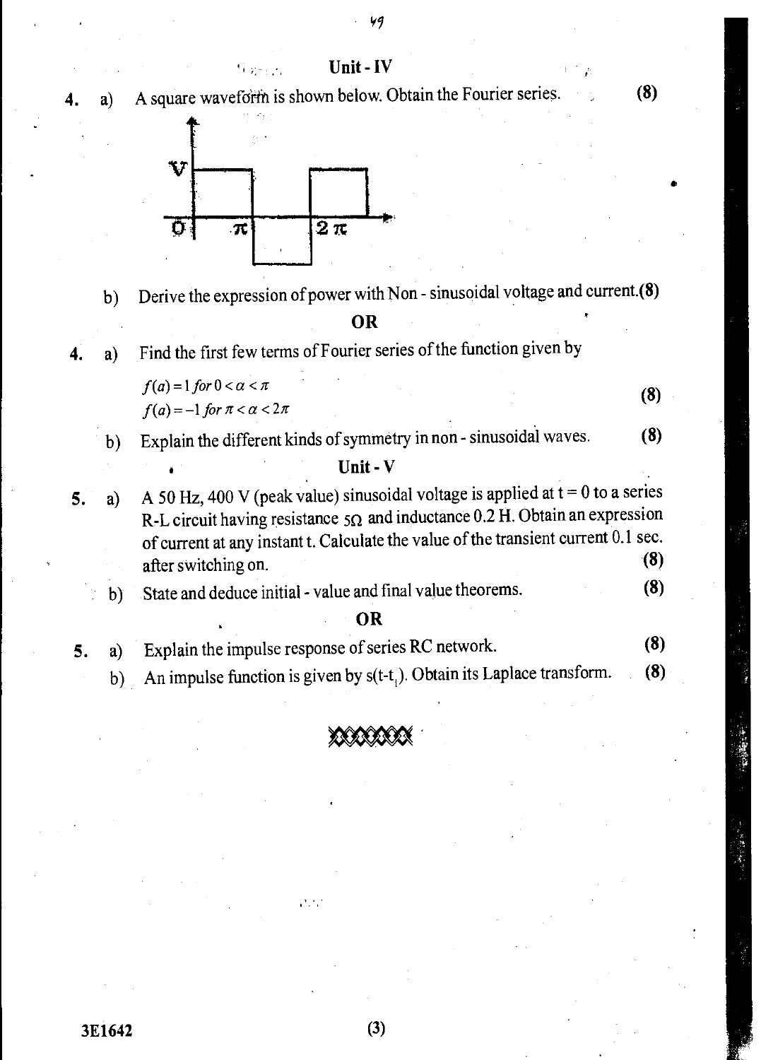## Unit - IV

4. a) A square waveform is shown below. Obtain the Fourier series. **(8)**

   b) Derive the expression of power with Non - sinusoidal voltage and current. **(8)**

**OR**

4. a) Find the first few terms of Fourier series of the function given by

   $f(a) = 1 \; for \; 0 < \alpha < \pi$

   $f(a) = -1 \; for \; \pi < \alpha < 2\pi$ **(8)**

   b) Explain the different kinds of symmetry in non - sinusoidal waves. **(8)**

## Unit - V

5. a) A 50 Hz, 400 V (peak value) sinusoidal voltage is applied at t = 0 to a series R-L circuit having resistance $5\Omega$ and inductance 0.2 H. Obtain an expression of current at any instant t. Calculate the value of the transient current 0.1 sec. after switching on. **(8)**

   b) State and deduce initial - value and final value theorems. **(8)**

**OR**

5. a) Explain the impulse response of series RC network. **(8)**

   b) An impulse function is given by $s(t-t_1)$. Obtain its Laplace transform. **(8)**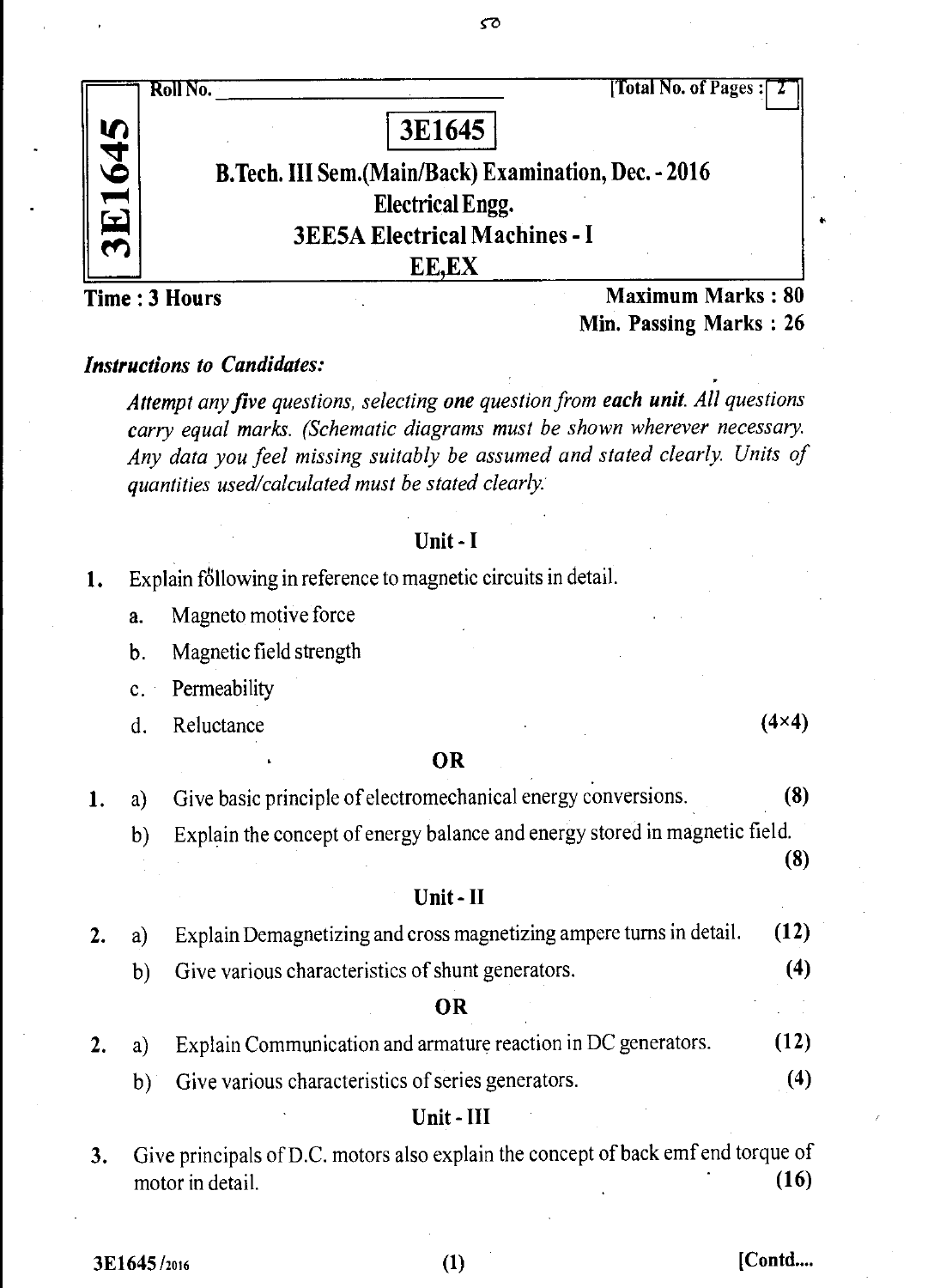Roll No. \_\_\_\_\_\_\_\_\_\_\_\_\_\_\_\_\_\_\_\_ [Total No. of Pages : 2]

**3E1645**

**3E1645**

## B.Tech. III Sem.(Main/Back) Examination, Dec. - 2016

## Electrical Engg.

## 3EE5A Electrical Machines - I

## EE,EX

**Time : 3 Hours** **Maximum Marks : 80**

**Min. Passing Marks : 26**

***Instructions to Candidates:***

*Attempt any **five** questions, selecting **one** question from **each unit**. All questions carry equal marks. (Schematic diagrams must be shown wherever necessary. Any data you feel missing suitably be assumed and stated clearly. Units of quantities used/calculated must be stated clearly.*

### Unit - I

1. Explain following in reference to magnetic circuits in detail.

   a. Magneto motive force

   b. Magnetic field strength

   c. Permeability

   d. Reluctance **(4×4)**

**OR**

1. a) Give basic principle of electromechanical energy conversions. **(8)**

   b) Explain the concept of energy balance and energy stored in magnetic field. **(8)**

### Unit - II

2. a) Explain Demagnetizing and cross magnetizing ampere turns in detail. **(12)**

   b) Give various characteristics of shunt generators. **(4)**

**OR**

2. a) Explain Communication and armature reaction in DC generators. **(12)**

   b) Give various characteristics of series generators. **(4)**

### Unit - III

3. Give principals of D.C. motors also explain the concept of back emf end torque of motor in detail. **(16)**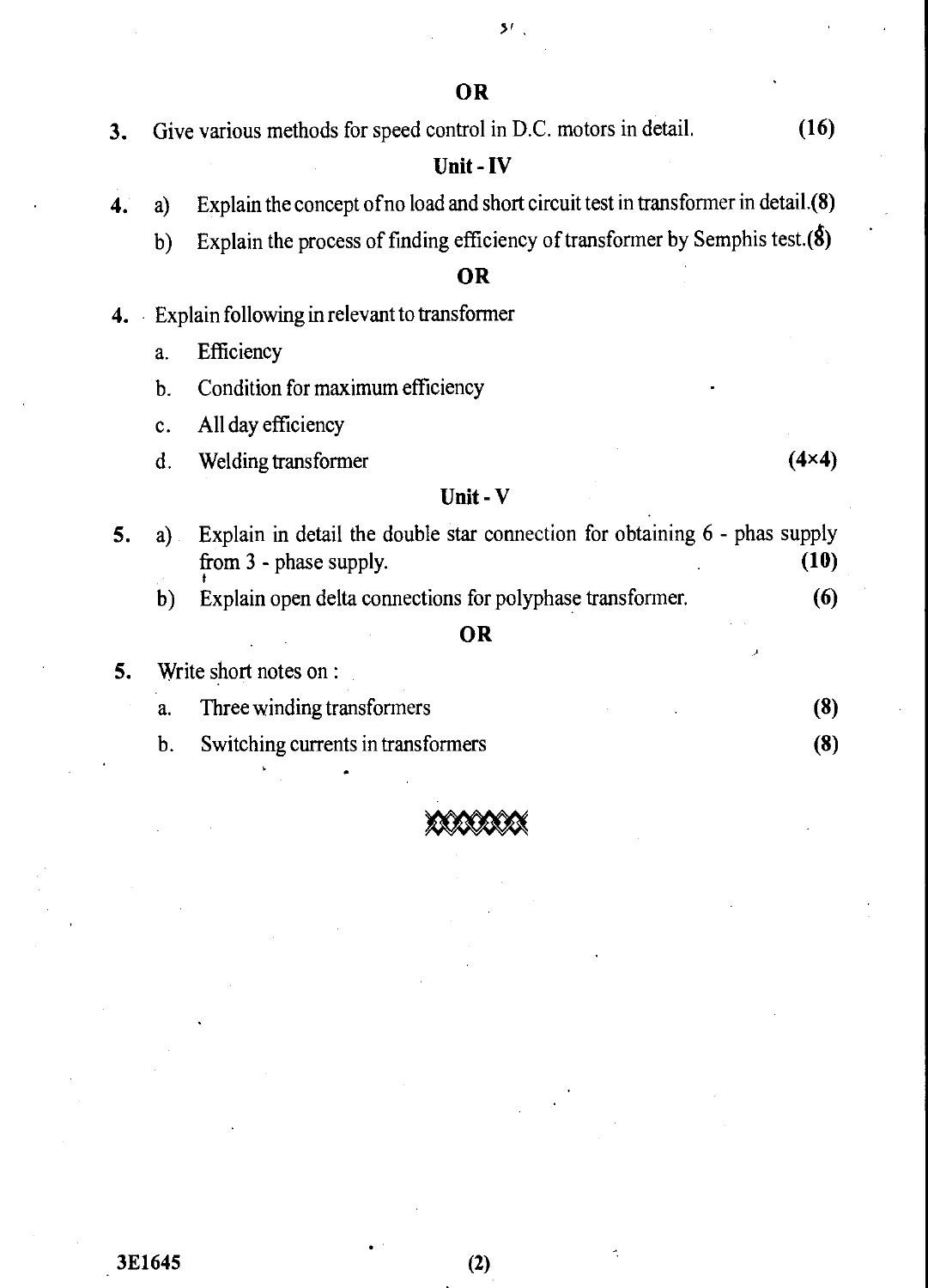**OR**

3. Give various methods for speed control in D.C. motors in detail. **(16)**

**Unit - IV**

4. a) Explain the concept of no load and short circuit test in transformer in detail. **(8)**

   b) Explain the process of finding efficiency of transformer by Semphis test. **(8)**

**OR**

4. Explain following in relevant to transformer

   a. Efficiency

   b. Condition for maximum efficiency

   c. All day efficiency

   d. Welding transformer **(4×4)**

**Unit - V**

5. a) Explain in detail the double star connection for obtaining 6 - phas supply from 3 - phase supply. **(10)**

   b) Explain open delta connections for polyphase transformer. **(6)**

**OR**

5. Write short notes on :

   a. Three winding transformers **(8)**

   b. Switching currents in transformers **(8)**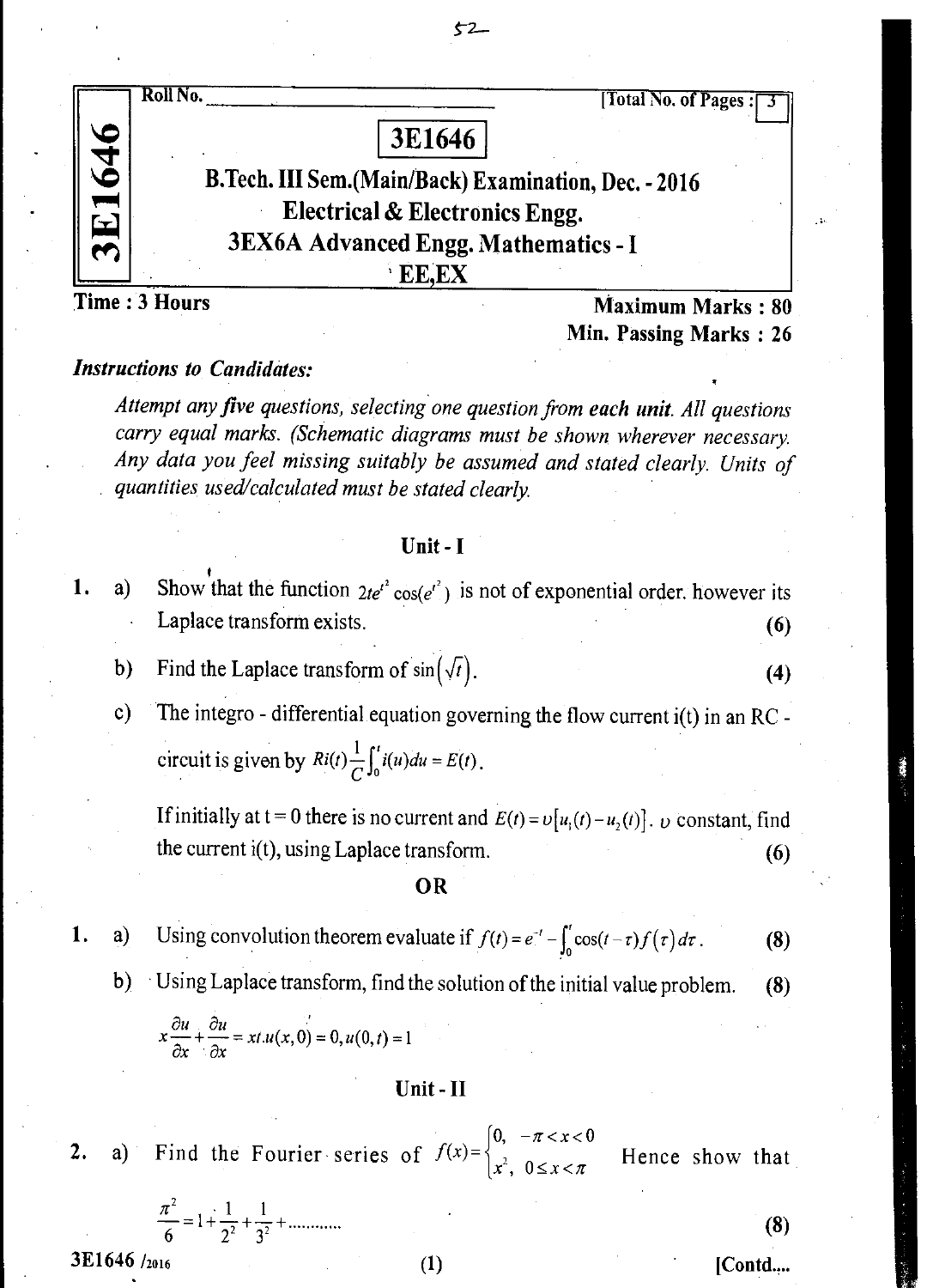Roll No. \_\_\_\_\_\_\_\_\_\_\_\_\_\_\_\_\_\_\_\_ [Total No. of Pages : 3]

# 3E1646

## B.Tech. III Sem.(Main/Back) Examination, Dec. - 2016
## Electrical & Electronics Engg.
## 3EX6A Advanced Engg. Mathematics - I
## EE,EX

**Time : 3 Hours** **Maximum Marks : 80**
**Min. Passing Marks : 26**

***Instructions to Candidates:***

*Attempt any five questions, selecting one question from each unit. All questions carry equal marks. (Schematic diagrams must be shown wherever necessary. Any data you feel missing suitably be assumed and stated clearly. Units of quantities used/calculated must be stated clearly.*

### Unit - I

1. a) Show that the function $2te^{t^2}\cos(e^{t^2})$ is not of exponential order. however its Laplace transform exists. **(6)**

   b) Find the Laplace transform of $\sin(\sqrt{t})$. **(4)**

   c) The integro - differential equation governing the flow current i(t) in an RC - circuit is given by $Ri(t)\frac{1}{C}\int_0^t i(u)du = E(t)$.

   If initially at t = 0 there is no current and $E(t) = \upsilon[u_1(t) - u_2(t)]$. $\upsilon$ constant, find the current i(t), using Laplace transform. **(6)**

**OR**

1. a) Using convolution theorem evaluate if $f(t) = e^{-t} - \int_0^t \cos(t-\tau) f(\tau)\,d\tau$. **(8)**

   b) Using Laplace transform, find the solution of the initial value problem. **(8)**

   $x\frac{\partial u}{\partial x} + \frac{\partial u}{\partial x} = xt.u(x,0) = 0, u(0,t) = 1$

### Unit - II

2. a) Find the Fourier series of $f(x)=\begin{cases} 0, & -\pi < x < 0 \\ x^2, & 0 \le x < \pi \end{cases}$ Hence show that

   $\frac{\pi^2}{6} = 1 + \frac{1}{2^2} + \frac{1}{3^2} + \ldots\ldots\ldots\ldots$ **(8)**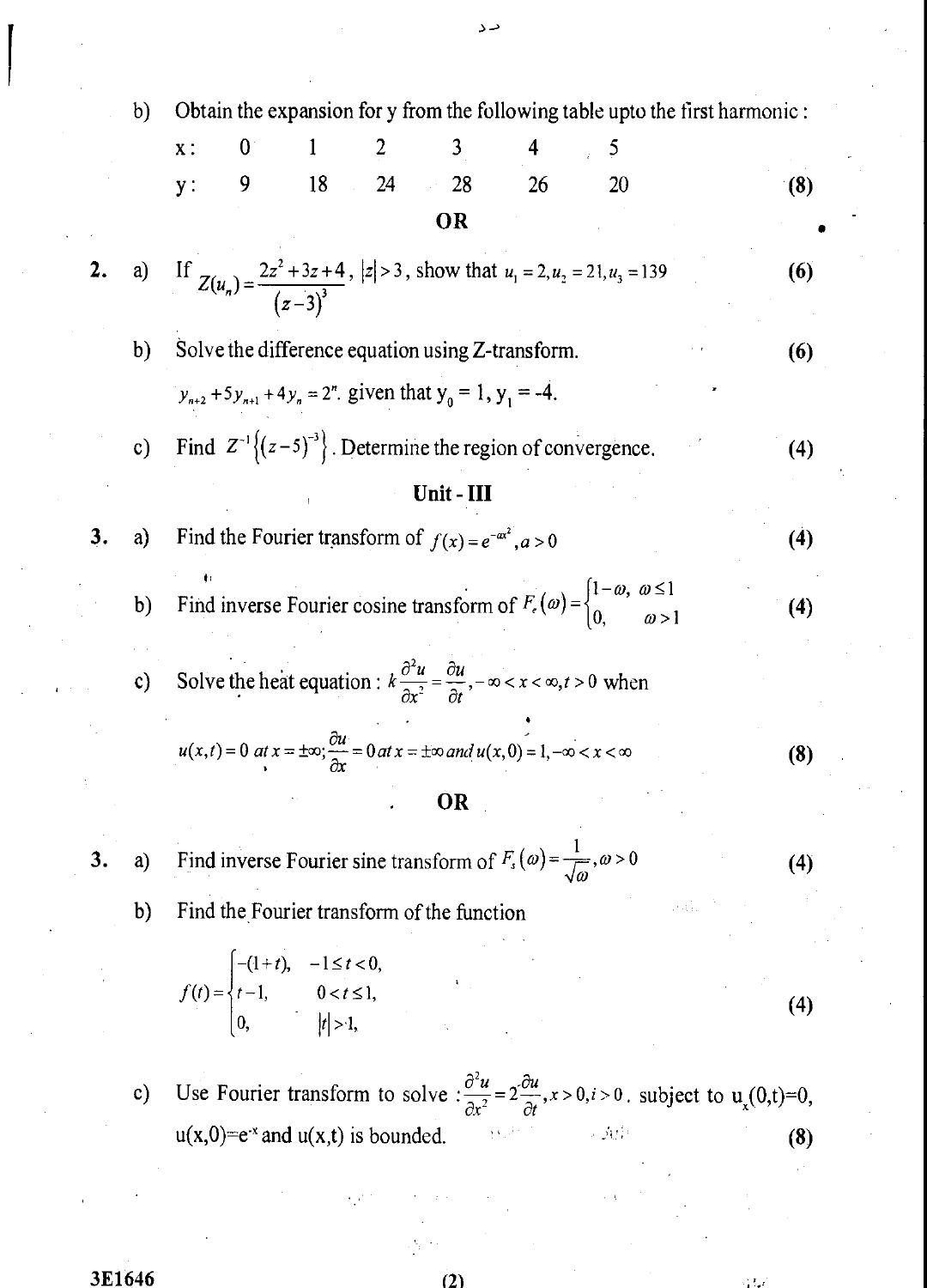b) Obtain the expansion for y from the following table upto the first harmonic : **(8)**

| x: | 0 | 1 | 2 | 3 | 4 | 5 |
|---|---|---|---|---|---|---|
| y: | 9 | 18 | 24 | 28 | 26 | 20 |

**OR**

2. a) If $Z(u_n) = \dfrac{2z^2+3z+4}{(z-3)^3}$, $|z|>3$, show that $u_1 = 2, u_2 = 21, u_3 = 139$ **(6)**

b) Solve the difference equation using Z-transform. **(6)**

$y_{n+2} + 5y_{n+1} + 4y_n = 2^n$. given that $y_0 = 1$, $y_1 = -4$.

c) Find $Z^{-1}\left\{(z-5)^{-3}\right\}$. Determine the region of convergence. **(4)**

## Unit - III

3. a) Find the Fourier transform of $f(x) = e^{-ax^2}, a > 0$ **(4)**

b) Find inverse Fourier cosine transform of $F_c(\omega) = \begin{cases} 1-\omega, & \omega \le 1 \\ 0, & \omega > 1 \end{cases}$ **(4)**

c) Solve the heat equation : $k\dfrac{\partial^2 u}{\partial x^2} = \dfrac{\partial u}{\partial t}, -\infty < x < \infty, t > 0$ when

$u(x,t) = 0$ at $x = \pm\infty$; $\dfrac{\partial u}{\partial x} = 0$ at $x = \pm\infty$ and $u(x,0) = 1, -\infty < x < \infty$ **(8)**

**OR**

3. a) Find inverse Fourier sine transform of $F_s(\omega) = \dfrac{1}{\sqrt{\omega}}, \omega > 0$ **(4)**

b) Find the Fourier transform of the function **(4)**

$$f(t) = \begin{cases} -(1+t), & -1 \le t < 0, \\ t-1, & 0 < t \le 1, \\ 0, & |t| > 1, \end{cases}$$

c) Use Fourier transform to solve : $\dfrac{\partial^2 u}{\partial x^2} = 2\dfrac{\partial u}{\partial t}, x > 0, t > 0$. subject to $u_x(0,t)=0$, $u(x,0)=e^{-x}$ and $u(x,t)$ is bounded. **(8)**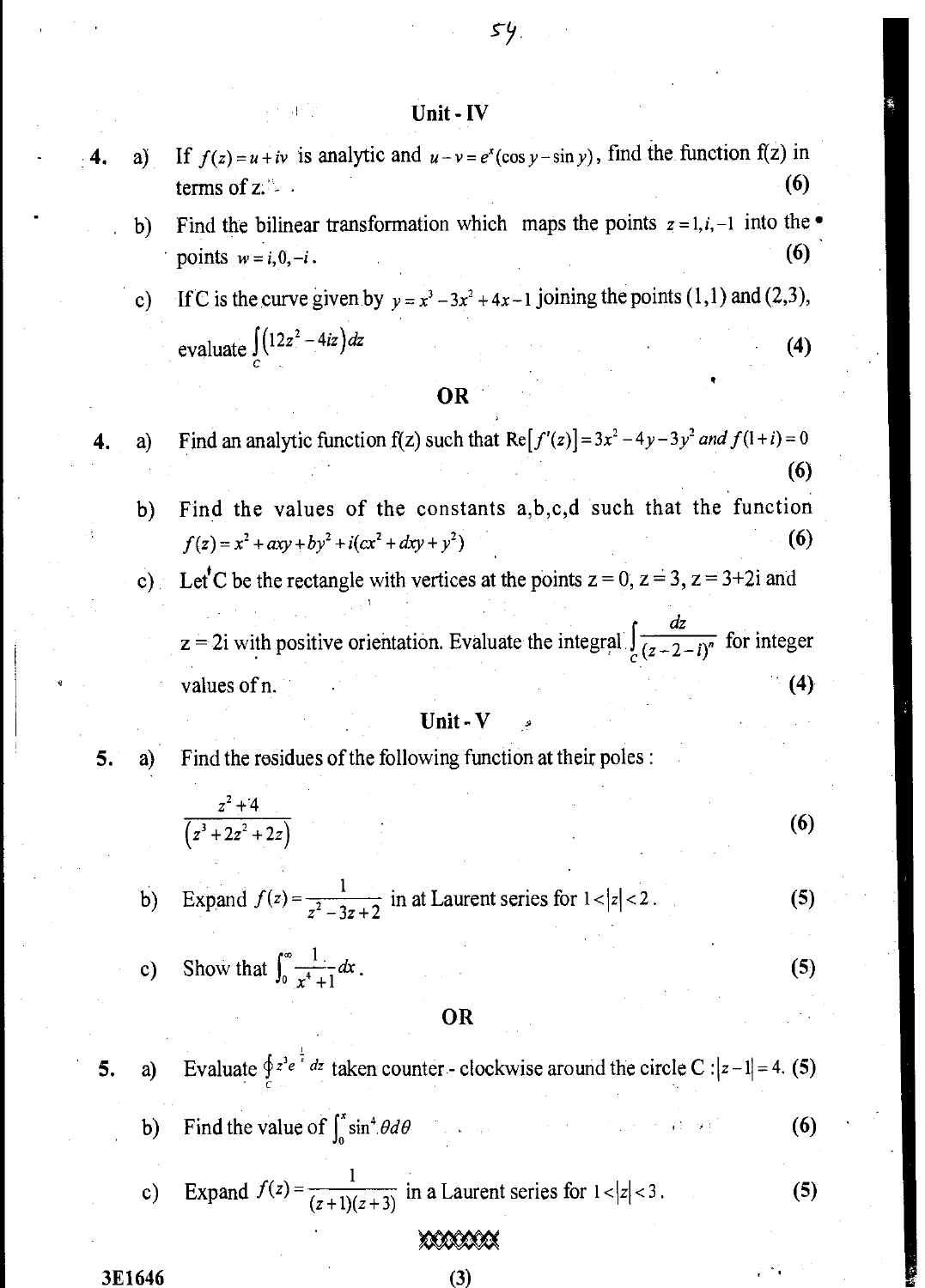## Unit - IV

4. a) If $f(z) = u + iv$ is analytic and $u - v = e^x(\cos y - \sin y)$, find the function f(z) in terms of z. **(6)**

   b) Find the bilinear transformation which maps the points $z = 1, i, -1$ into the points $w = i, 0, -i$. **(6)**

   c) If C is the curve given by $y = x^3 - 3x^2 + 4x - 1$ joining the points (1,1) and (2,3), evaluate $\int_C (12z^2 - 4iz)dz$ **(4)**

**OR**

4. a) Find an analytic function f(z) such that $\text{Re}[f'(z)] = 3x^2 - 4y - 3y^2$ *and* $f(1+i) = 0$ **(6)**

   b) Find the values of the constants a,b,c,d such that the function $f(z) = x^2 + axy + by^2 + i(cx^2 + dxy + y^2)$ **(6)**

   c) Let C be the rectangle with vertices at the points z = 0, z = 3, z = 3+2i and z = 2i with positive orientation. Evaluate the integral $\int_C \frac{dz}{(z-2-i)^n}$ for integer values of n. **(4)**

## Unit - V

5. a) Find the residues of the following function at their poles :

$$\frac{z^2 + 4}{(z^3 + 2z^2 + 2z)}$$ **(6)**

   b) Expand $f(z) = \frac{1}{z^2 - 3z + 2}$ in at Laurent series for $1 < |z| < 2$. **(5)**

   c) Show that $\int_0^\infty \frac{1}{x^4 + 1} dx$. **(5)**

**OR**

5. a) Evaluate $\oint_C z^3 e^{\frac{1}{z}} dz$ taken counter - clockwise around the circle C : $|z - 1| = 4$. **(5)**

   b) Find the value of $\int_0^\pi \sin^4 \theta d\theta$ **(6)**

   c) Expand $f(z) = \frac{1}{(z+1)(z+3)}$ in a Laurent series for $1 < |z| < 3$. **(5)**

3E1646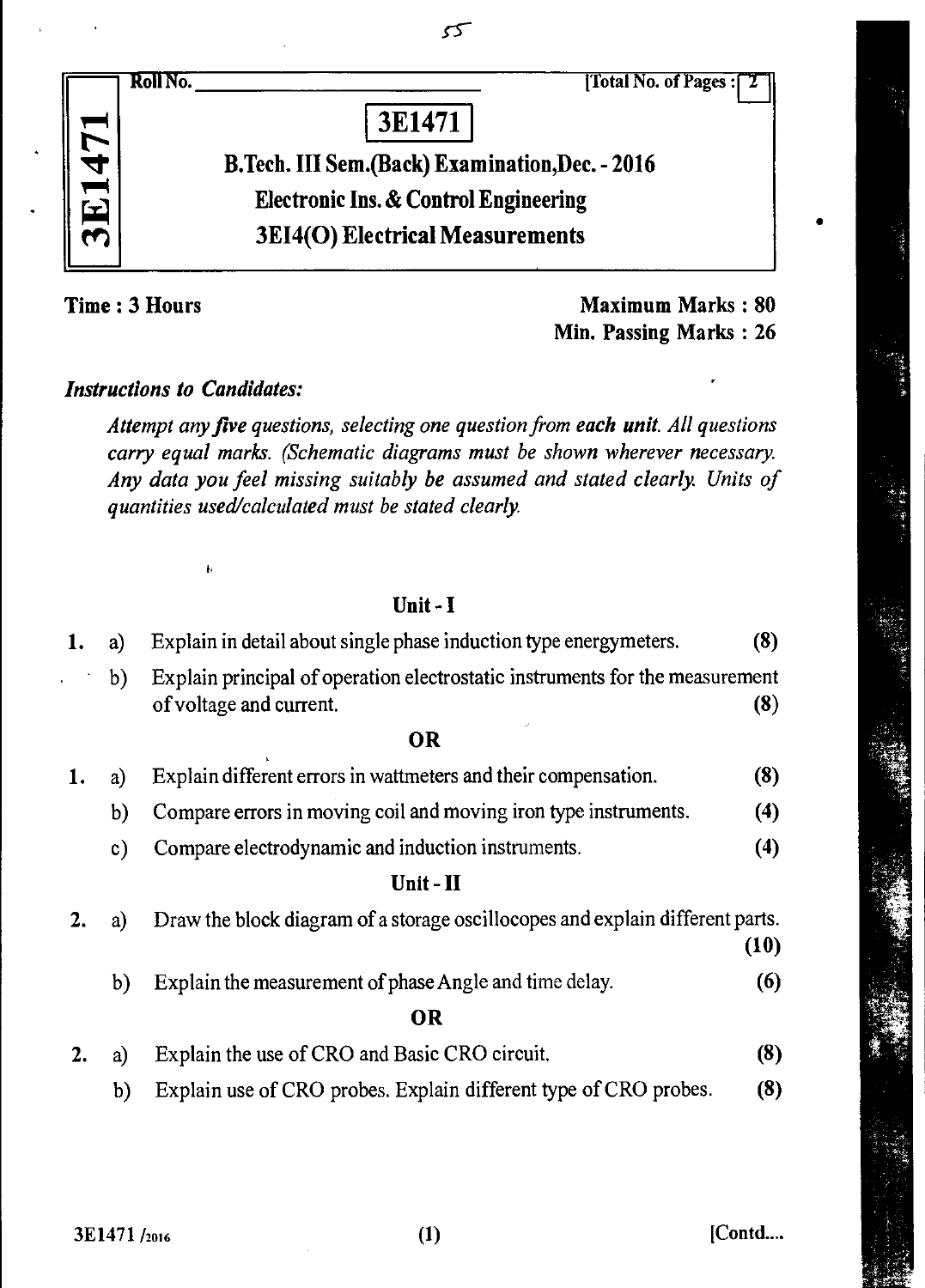Roll No. ______________________ [Total No. of Pages : 2

# 3E1471

## B.Tech. III Sem.(Back) Examination,Dec. - 2016
## Electronic Ins. & Control Engineering
## 3EI4(O) Electrical Measurements

**Time : 3 Hours** **Maximum Marks : 80**
**Min. Passing Marks : 26**

***Instructions to Candidates:***

*Attempt any five questions, selecting one question from **each unit**. All questions carry equal marks. (Schematic diagrams must be shown wherever necessary. Any data you feel missing suitably be assumed and stated clearly. Units of quantities used/calculated must be stated clearly.*

### Unit - I

1. a) Explain in detail about single phase induction type energymeters. **(8)**

   b) Explain principal of operation electrostatic instruments for the measurement of voltage and current. **(8)**

**OR**

1. a) Explain different errors in wattmeters and their compensation. **(8)**

   b) Compare errors in moving coil and moving iron type instruments. **(4)**

   c) Compare electrodynamic and induction instruments. **(4)**

### Unit - II

2. a) Draw the block diagram of a storage oscillocopes and explain different parts. **(10)**

   b) Explain the measurement of phase Angle and time delay. **(6)**

**OR**

2. a) Explain the use of CRO and Basic CRO circuit. **(8)**

   b) Explain use of CRO probes. Explain different type of CRO probes. **(8)**

[Contd....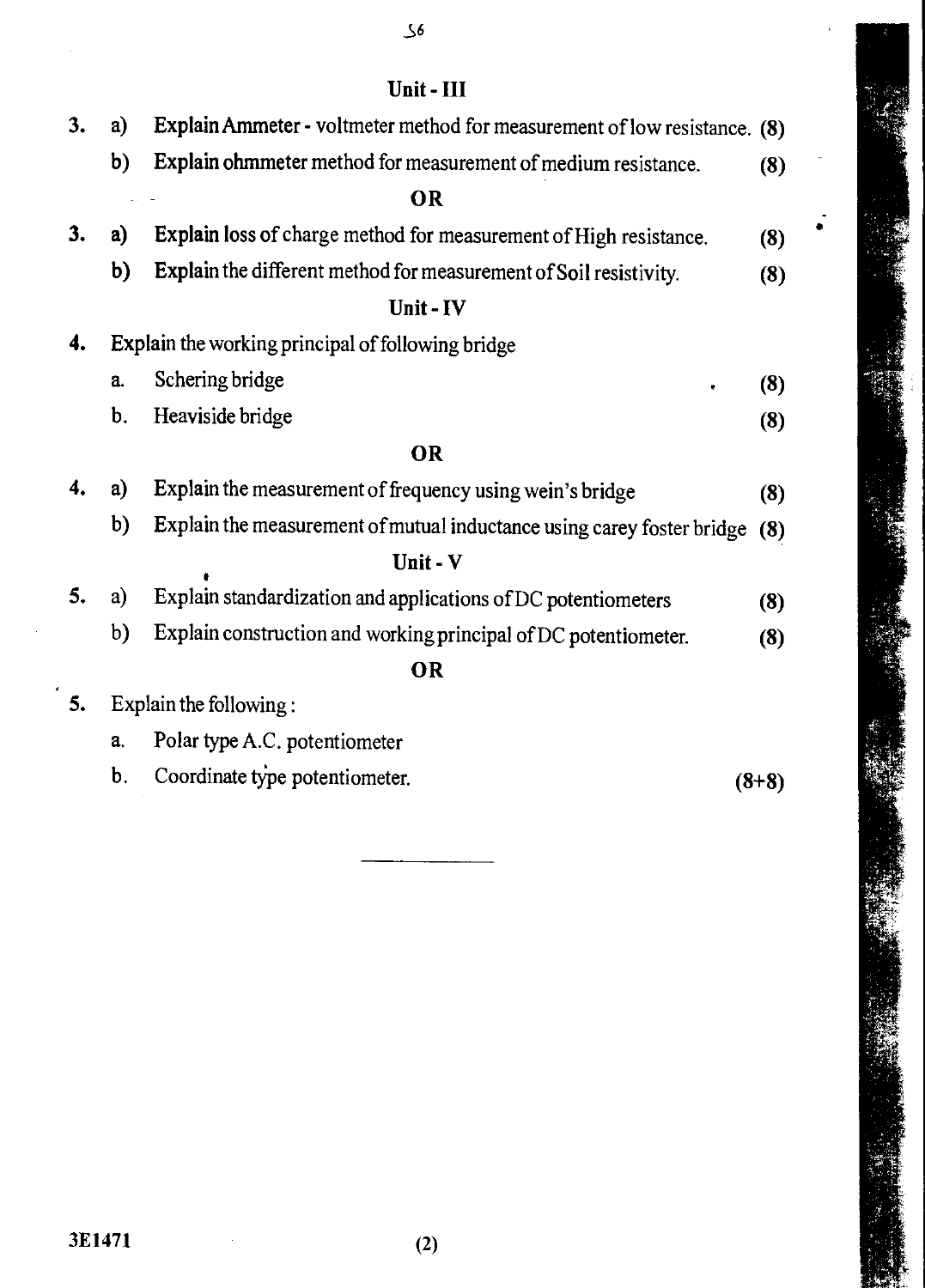## Unit - III

3. a) **Explain Ammeter - voltmeter method for measurement of low resistance.** **(8)**

   b) **Explain ohmmeter method for measurement of medium resistance.** **(8)**

**OR**

3. a) **Explain loss of charge method for measurement of High resistance.** **(8)**

   b) **Explain the different method for measurement of Soil resistivity.** **(8)**

## Unit - IV

4. Explain the working principal of following bridge

   a. Schering bridge **(8)**

   b. Heaviside bridge **(8)**

**OR**

4. a) Explain the measurement of frequency using wein's bridge **(8)**

   b) Explain the measurement of mutual inductance using carey foster bridge **(8)**

## Unit - V

5. a) Explain standardization and applications of DC potentiometers **(8)**

   b) Explain construction and working principal of DC potentiometer. **(8)**

**OR**

5. Explain the following :

   a. Polar type A.C. potentiometer

   b. Coordinate type potentiometer. **(8+8)**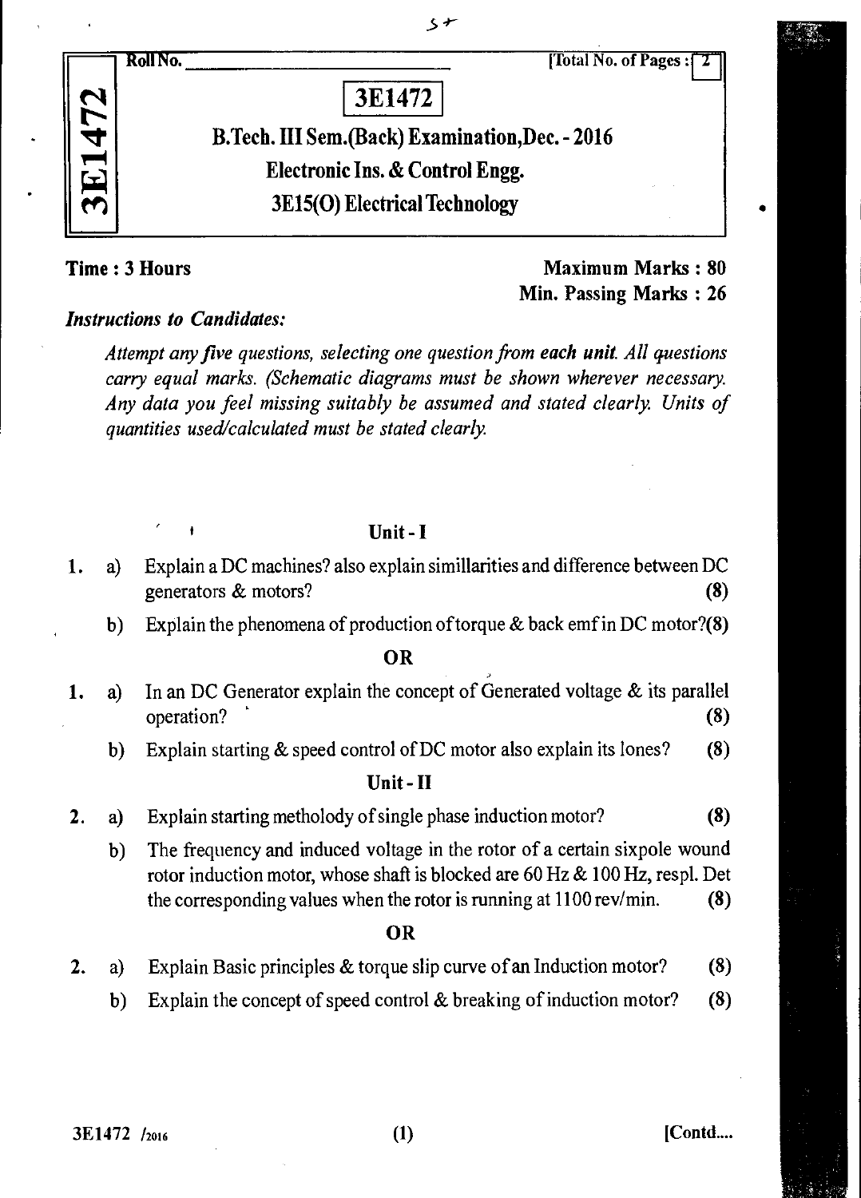Roll No. \_\_\_\_\_\_\_\_\_\_\_\_\_\_\_\_\_\_\_\_ [Total No. of Pages : 2]

# 3E1472

## B.Tech. III Sem.(Back) Examination, Dec. - 2016

## Electronic Ins. & Control Engg.

## 3E15(O) Electrical Technology

**Time : 3 Hours**

**Maximum Marks : 80**

**Min. Passing Marks : 26**

***Instructions to Candidates:***

*Attempt any five questions, selecting one question from **each unit**. All questions carry equal marks. (Schematic diagrams must be shown wherever necessary. Any data you feel missing suitably be assumed and stated clearly. Units of quantities used/calculated must be stated clearly.*

### Unit - I

1. a) Explain a DC machines? also explain simillarities and difference between DC generators & motors? **(8)**

   b) Explain the phenomena of production of torque & back emf in DC motor? **(8)**

**OR**

1. a) In an DC Generator explain the concept of Generated voltage & its parallel operation? **(8)**

   b) Explain starting & speed control of DC motor also explain its lones? **(8)**

### Unit - II

2. a) Explain starting metholody of single phase induction motor? **(8)**

   b) The frequency and induced voltage in the rotor of a certain sixpole wound rotor induction motor, whose shaft is blocked are 60 Hz & 100 Hz, respl. Det the corresponding values when the rotor is running at 1100 rev/min. **(8)**

**OR**

2. a) Explain Basic principles & torque slip curve of an Induction motor? **(8)**

   b) Explain the concept of speed control & breaking of induction motor? **(8)**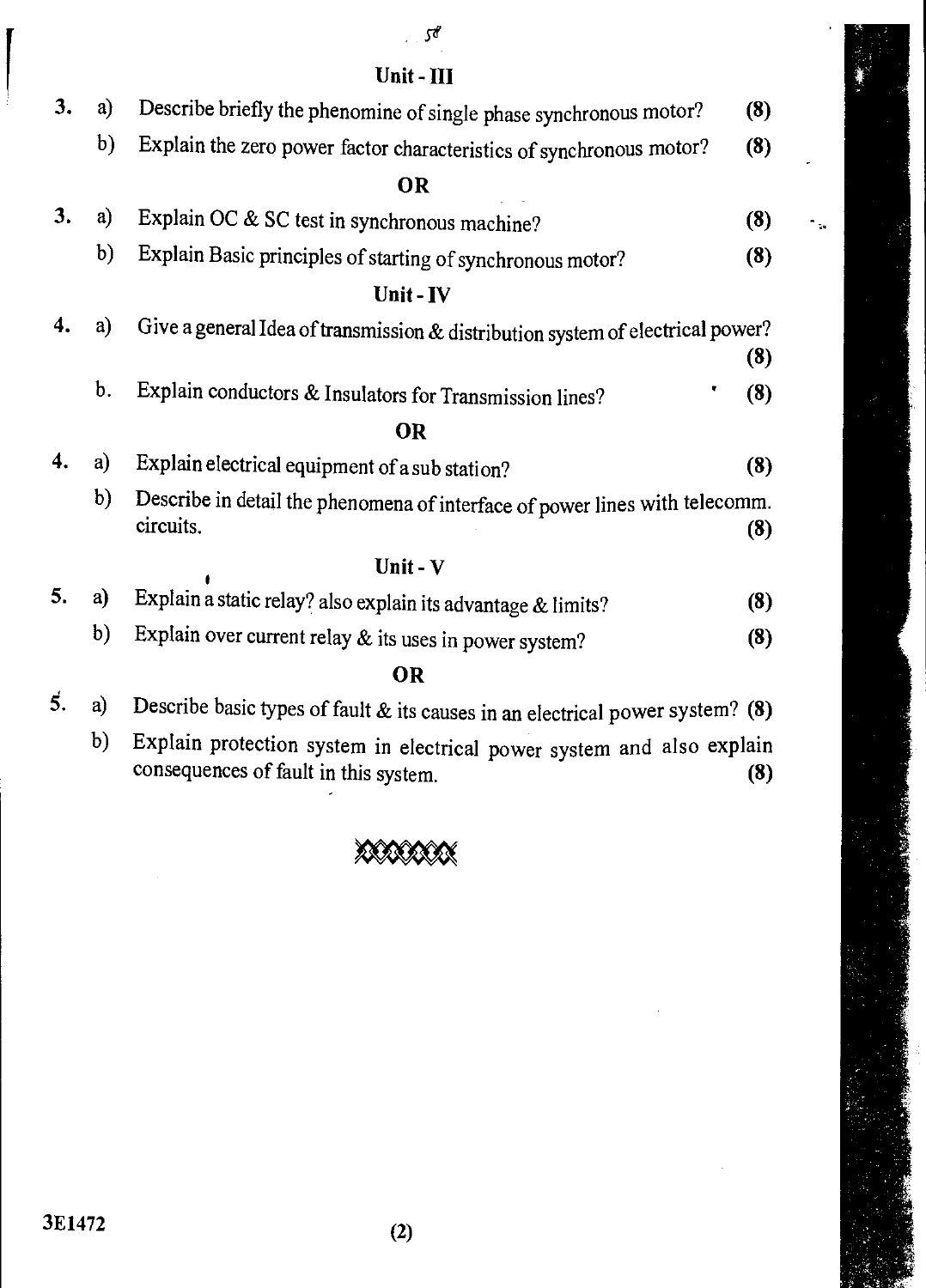## Unit - III

3. a) Describe briefly the phenomine of single phase synchronous motor? **(8)**

   b) Explain the zero power factor characteristics of synchronous motor? **(8)**

**OR**

3. a) Explain OC & SC test in synchronous machine? **(8)**

   b) Explain Basic principles of starting of synchronous motor? **(8)**

## Unit - IV

4. a) Give a general Idea of transmission & distribution system of electrical power? **(8)**

   b. Explain conductors & Insulators for Transmission lines? **(8)**

**OR**

4. a) Explain electrical equipment of a sub station? **(8)**

   b) Describe in detail the phenomena of interface of power lines with telecomm. circuits. **(8)**

## Unit - V

5. a) Explain a static relay? also explain its advantage & limits? **(8)**

   b) Explain over current relay & its uses in power system? **(8)**

**OR**

5. a) Describe basic types of fault & its causes in an electrical power system? **(8)**

   b) Explain protection system in electrical power system and also explain consequences of fault in this system. **(8)**

3E1472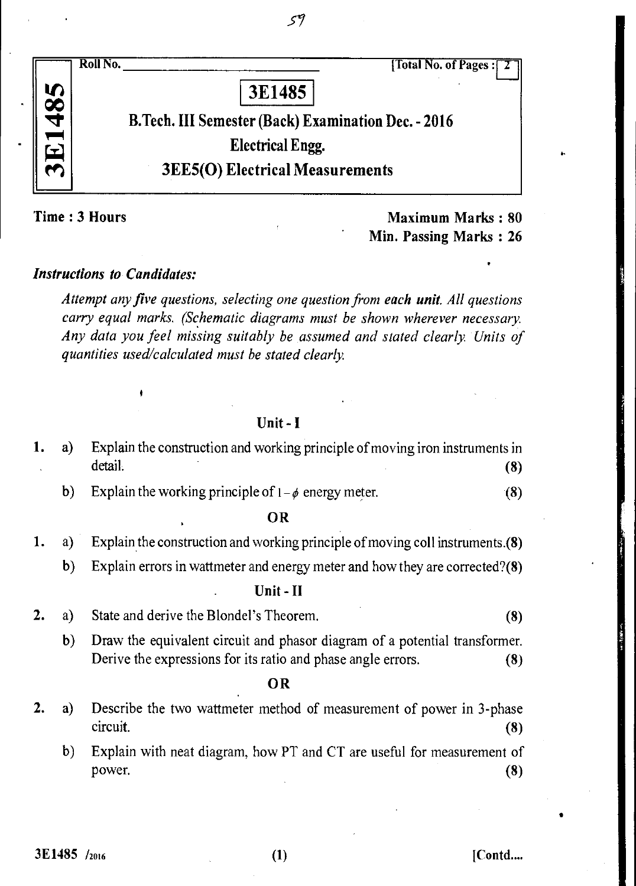Roll No. ______________________ [Total No. of Pages : 2]

# 3E1485

## B.Tech. III Semester (Back) Examination Dec. - 2016

## Electrical Engg.

## 3EE5(O) Electrical Measurements

**Time : 3 Hours** **Maximum Marks : 80**

**Min. Passing Marks : 26**

***Instructions to Candidates:***

*Attempt any five questions, selecting one question from **each unit**. All questions carry equal marks. (Schematic diagrams must be shown wherever necessary. Any data you feel missing suitably be assumed and stated clearly. Units of quantities used/calculated must be stated clearly.*

### Unit - I

1. a) Explain the construction and working principle of moving iron instruments in detail. **(8)**

   b) Explain the working principle of $1-\phi$ energy meter. **(8)**

**OR**

1. a) Explain the construction and working principle of moving coil instruments. **(8)**

   b) Explain errors in wattmeter and energy meter and how they are corrected? **(8)**

### Unit - II

2. a) State and derive the Blondel's Theorem. **(8)**

   b) Draw the equivalent circuit and phasor diagram of a potential transformer. Derive the expressions for its ratio and phase angle errors. **(8)**

**OR**

2. a) Describe the two wattmeter method of measurement of power in 3-phase circuit. **(8)**

   b) Explain with neat diagram, how PT and CT are useful for measurement of power. **(8)**

3E1485 /2016 [Contd....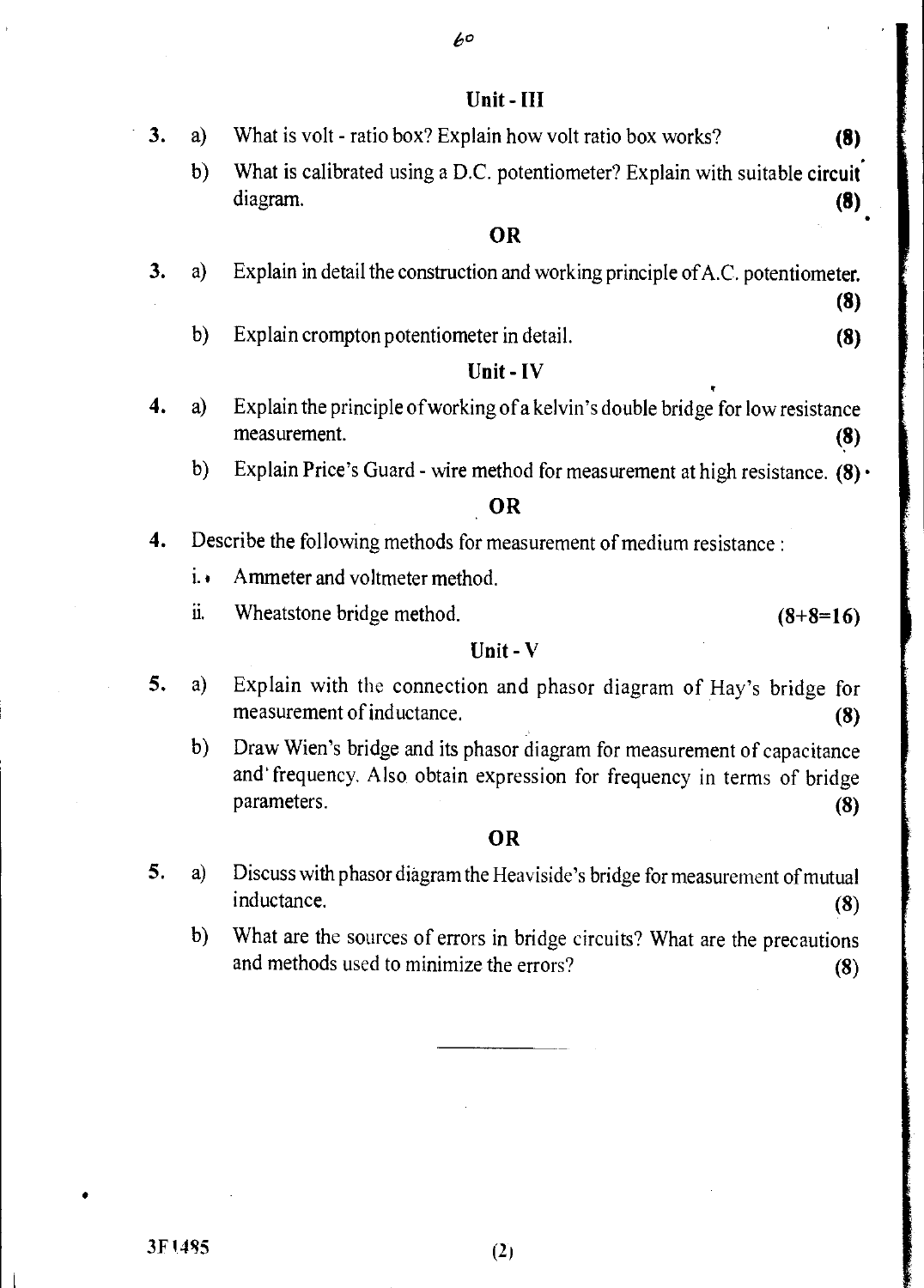## Unit - III

3. a) What is volt - ratio box? Explain how volt ratio box works? **(8)**

   b) What is calibrated using a D.C. potentiometer? Explain with suitable circuit diagram. **(8)**

**OR**

3. a) Explain in detail the construction and working principle of A.C. potentiometer. **(8)**

   b) Explain crompton potentiometer in detail. **(8)**

## Unit - IV

4. a) Explain the principle of working of a kelvin's double bridge for low resistance measurement. **(8)**

   b) Explain Price's Guard - wire method for measurement at high resistance. **(8)**

**OR**

4. Describe the following methods for measurement of medium resistance :

   i. Ammeter and voltmeter method.

   ii. Wheatstone bridge method. **(8+8=16)**

## Unit - V

5. a) Explain with the connection and phasor diagram of Hay's bridge for measurement of inductance. **(8)**

   b) Draw Wien's bridge and its phasor diagram for measurement of capacitance and frequency. Also obtain expression for frequency in terms of bridge parameters. **(8)**

**OR**

5. a) Discuss with phasor diagram the Heaviside's bridge for measurement of mutual inductance. **(8)**

   b) What are the sources of errors in bridge circuits? What are the precautions and methods used to minimize the errors? **(8)**

---

3F1485